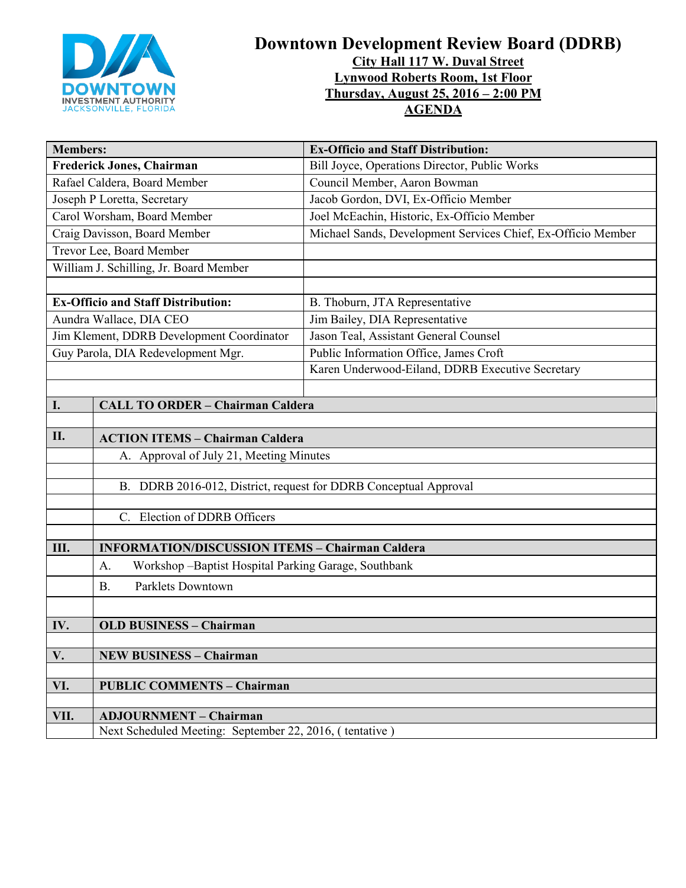# Downtown Development Review Board (DDRB)

**City Hall 117 W. Duval Street**
**Lynwood Roberts Room, 1st Floor**
**Thursday, August 25, 2016 – 2:00 PM**
**AGENDA**

| Members: | Ex-Officio and Staff Distribution: |
|---|---|
| **Frederick Jones, Chairman** | Bill Joyce, Operations Director, Public Works |
| Rafael Caldera, Board Member | Council Member, Aaron Bowman |
| Joseph P Loretta, Secretary | Jacob Gordon, DVI, Ex-Officio Member |
| Carol Worsham, Board Member | Joel McEachin, Historic, Ex-Officio Member |
| Craig Davisson, Board Member | Michael Sands, Development Services Chief, Ex-Officio Member |
| Trevor Lee, Board Member | |
| William J. Schilling, Jr. Board Member | |
| | |
| **Ex-Officio and Staff Distribution:** | B. Thoburn, JTA Representative |
| Aundra Wallace, DIA CEO | Jim Bailey, DIA Representative |
| Jim Klement, DDRB Development Coordinator | Jason Teal, Assistant General Counsel |
| Guy Parola, DIA Redevelopment Mgr. | Public Information Office, James Croft |
| | Karen Underwood-Eiland, DDRB Executive Secretary |

| | |
|---|---|
| **I.** | **CALL TO ORDER – Chairman Caldera** |
| **II.** | **ACTION ITEMS – Chairman Caldera** |
| | A. Approval of July 21, Meeting Minutes |
| | B. DDRB 2016-012, District, request for DDRB Conceptual Approval |
| | C. Election of DDRB Officers |
| **III.** | **INFORMATION/DISCUSSION ITEMS – Chairman Caldera** |
| | A. Workshop –Baptist Hospital Parking Garage, Southbank |
| | B. Parklets Downtown |
| **IV.** | **OLD BUSINESS – Chairman** |
| **V.** | **NEW BUSINESS – Chairman** |
| **VI.** | **PUBLIC COMMENTS – Chairman** |
| **VII.** | **ADJOURNMENT – Chairman** |
| | Next Scheduled Meeting: September 22, 2016, ( tentative ) |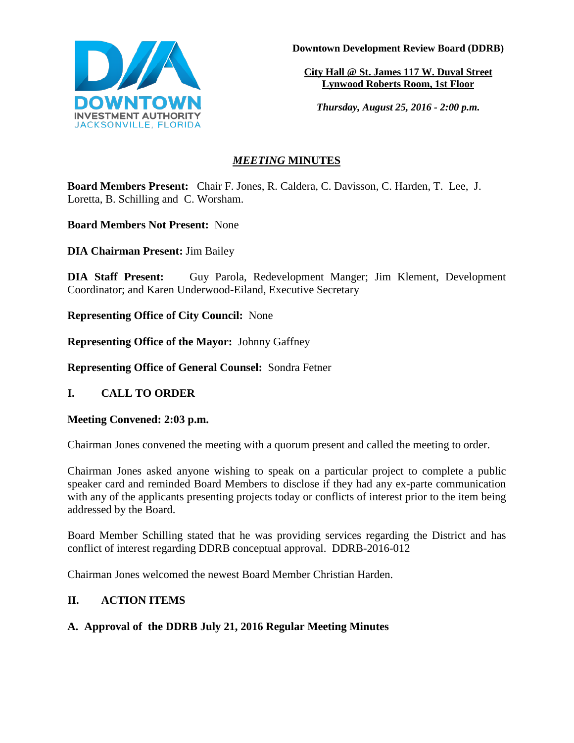**Downtown Development Review Board (DDRB)**

**City Hall @ St. James 117 W. Duval Street**
**Lynwood Roberts Room, 1st Floor**

***Thursday, August 25, 2016 - 2:00 p.m.***

# *MEETING* MINUTES

**Board Members Present:** Chair F. Jones, R. Caldera, C. Davisson, C. Harden, T. Lee, J. Loretta, B. Schilling and C. Worsham.

**Board Members Not Present:** None

**DIA Chairman Present:** Jim Bailey

**DIA Staff Present:** Guy Parola, Redevelopment Manger; Jim Klement, Development Coordinator; and Karen Underwood-Eiland, Executive Secretary

**Representing Office of City Council:** None

**Representing Office of the Mayor:** Johnny Gaffney

**Representing Office of General Counsel:** Sondra Fetner

## I. CALL TO ORDER

**Meeting Convened: 2:03 p.m.**

Chairman Jones convened the meeting with a quorum present and called the meeting to order.

Chairman Jones asked anyone wishing to speak on a particular project to complete a public speaker card and reminded Board Members to disclose if they had any ex-parte communication with any of the applicants presenting projects today or conflicts of interest prior to the item being addressed by the Board.

Board Member Schilling stated that he was providing services regarding the District and has conflict of interest regarding DDRB conceptual approval. DDRB-2016-012

Chairman Jones welcomed the newest Board Member Christian Harden.

## II. ACTION ITEMS

### A. Approval of the DDRB July 21, 2016 Regular Meeting Minutes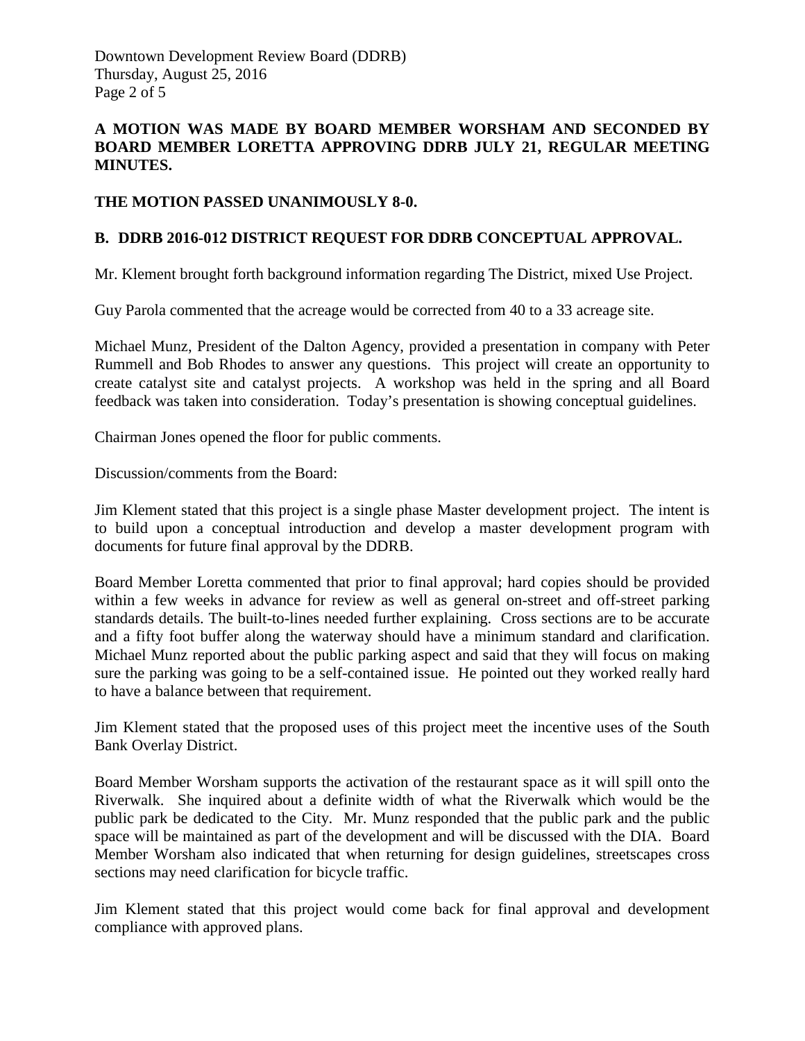**A MOTION WAS MADE BY BOARD MEMBER WORSHAM AND SECONDED BY BOARD MEMBER LORETTA APPROVING DDRB JULY 21, REGULAR MEETING MINUTES.**

**THE MOTION PASSED UNANIMOUSLY 8-0.**

**B. DDRB 2016-012 DISTRICT REQUEST FOR DDRB CONCEPTUAL APPROVAL.**

Mr. Klement brought forth background information regarding The District, mixed Use Project.

Guy Parola commented that the acreage would be corrected from 40 to a 33 acreage site.

Michael Munz, President of the Dalton Agency, provided a presentation in company with Peter Rummell and Bob Rhodes to answer any questions. This project will create an opportunity to create catalyst site and catalyst projects. A workshop was held in the spring and all Board feedback was taken into consideration. Today's presentation is showing conceptual guidelines.

Chairman Jones opened the floor for public comments.

Discussion/comments from the Board:

Jim Klement stated that this project is a single phase Master development project. The intent is to build upon a conceptual introduction and develop a master development program with documents for future final approval by the DDRB.

Board Member Loretta commented that prior to final approval; hard copies should be provided within a few weeks in advance for review as well as general on-street and off-street parking standards details. The built-to-lines needed further explaining. Cross sections are to be accurate and a fifty foot buffer along the waterway should have a minimum standard and clarification. Michael Munz reported about the public parking aspect and said that they will focus on making sure the parking was going to be a self-contained issue. He pointed out they worked really hard to have a balance between that requirement.

Jim Klement stated that the proposed uses of this project meet the incentive uses of the South Bank Overlay District.

Board Member Worsham supports the activation of the restaurant space as it will spill onto the Riverwalk. She inquired about a definite width of what the Riverwalk which would be the public park be dedicated to the City. Mr. Munz responded that the public park and the public space will be maintained as part of the development and will be discussed with the DIA. Board Member Worsham also indicated that when returning for design guidelines, streetscapes cross sections may need clarification for bicycle traffic.

Jim Klement stated that this project would come back for final approval and development compliance with approved plans.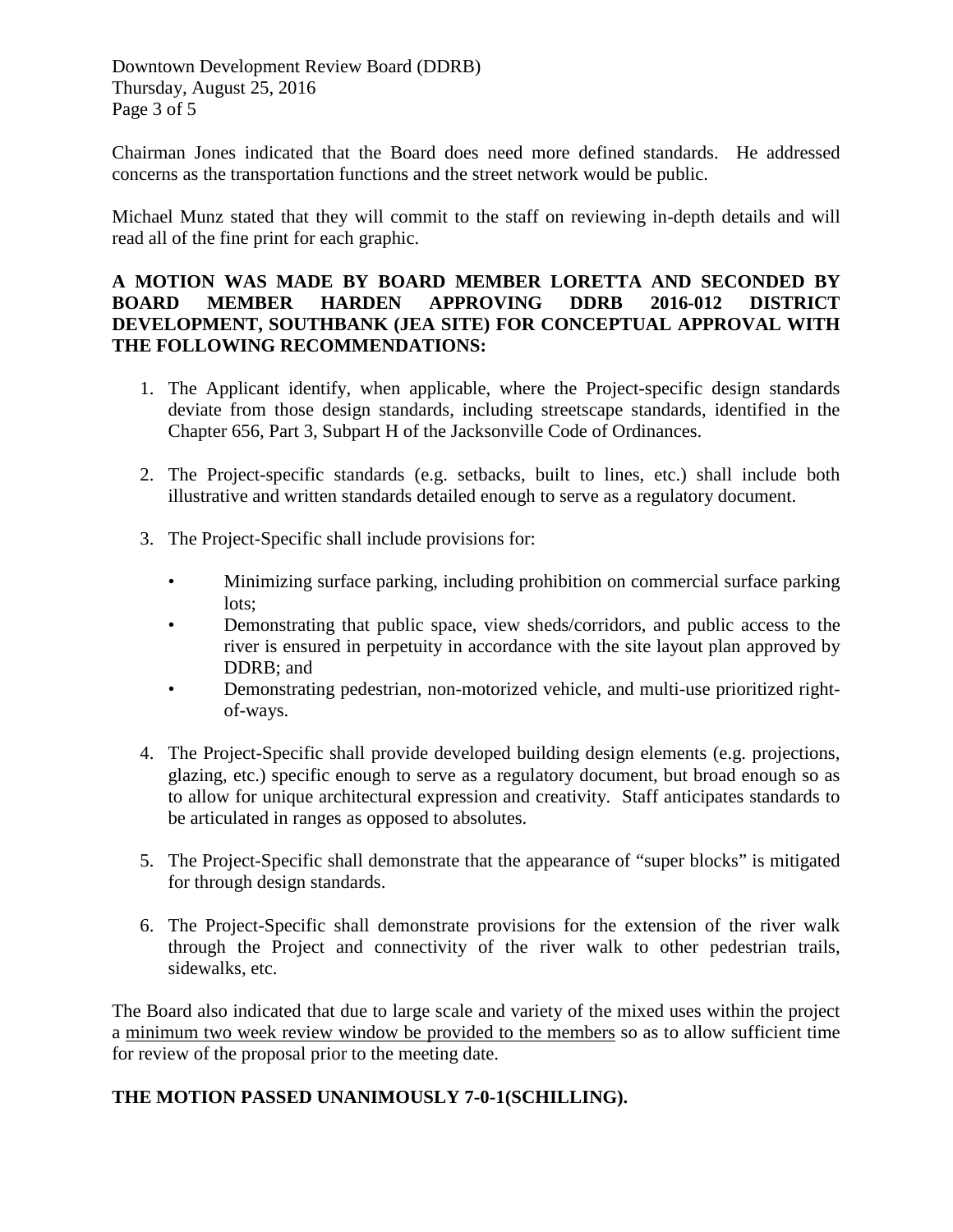Chairman Jones indicated that the Board does need more defined standards. He addressed concerns as the transportation functions and the street network would be public.

Michael Munz stated that they will commit to the staff on reviewing in-depth details and will read all of the fine print for each graphic.

**A MOTION WAS MADE BY BOARD MEMBER LORETTA AND SECONDED BY BOARD MEMBER HARDEN APPROVING DDRB 2016-012 DISTRICT DEVELOPMENT, SOUTHBANK (JEA SITE) FOR CONCEPTUAL APPROVAL WITH THE FOLLOWING RECOMMENDATIONS:**

1. The Applicant identify, when applicable, where the Project-specific design standards deviate from those design standards, including streetscape standards, identified in the Chapter 656, Part 3, Subpart H of the Jacksonville Code of Ordinances.

2. The Project-specific standards (e.g. setbacks, built to lines, etc.) shall include both illustrative and written standards detailed enough to serve as a regulatory document.

3. The Project-Specific shall include provisions for:

    - Minimizing surface parking, including prohibition on commercial surface parking lots;
    - Demonstrating that public space, view sheds/corridors, and public access to the river is ensured in perpetuity in accordance with the site layout plan approved by DDRB; and
    - Demonstrating pedestrian, non-motorized vehicle, and multi-use prioritized right-of-ways.

4. The Project-Specific shall provide developed building design elements (e.g. projections, glazing, etc.) specific enough to serve as a regulatory document, but broad enough so as to allow for unique architectural expression and creativity. Staff anticipates standards to be articulated in ranges as opposed to absolutes.

5. The Project-Specific shall demonstrate that the appearance of "super blocks" is mitigated for through design standards.

6. The Project-Specific shall demonstrate provisions for the extension of the river walk through the Project and connectivity of the river walk to other pedestrian trails, sidewalks, etc.

The Board also indicated that due to large scale and variety of the mixed uses within the project a <u>minimum two week review window be provided to the members</u> so as to allow sufficient time for review of the proposal prior to the meeting date.

**THE MOTION PASSED UNANIMOUSLY 7-0-1(SCHILLING).**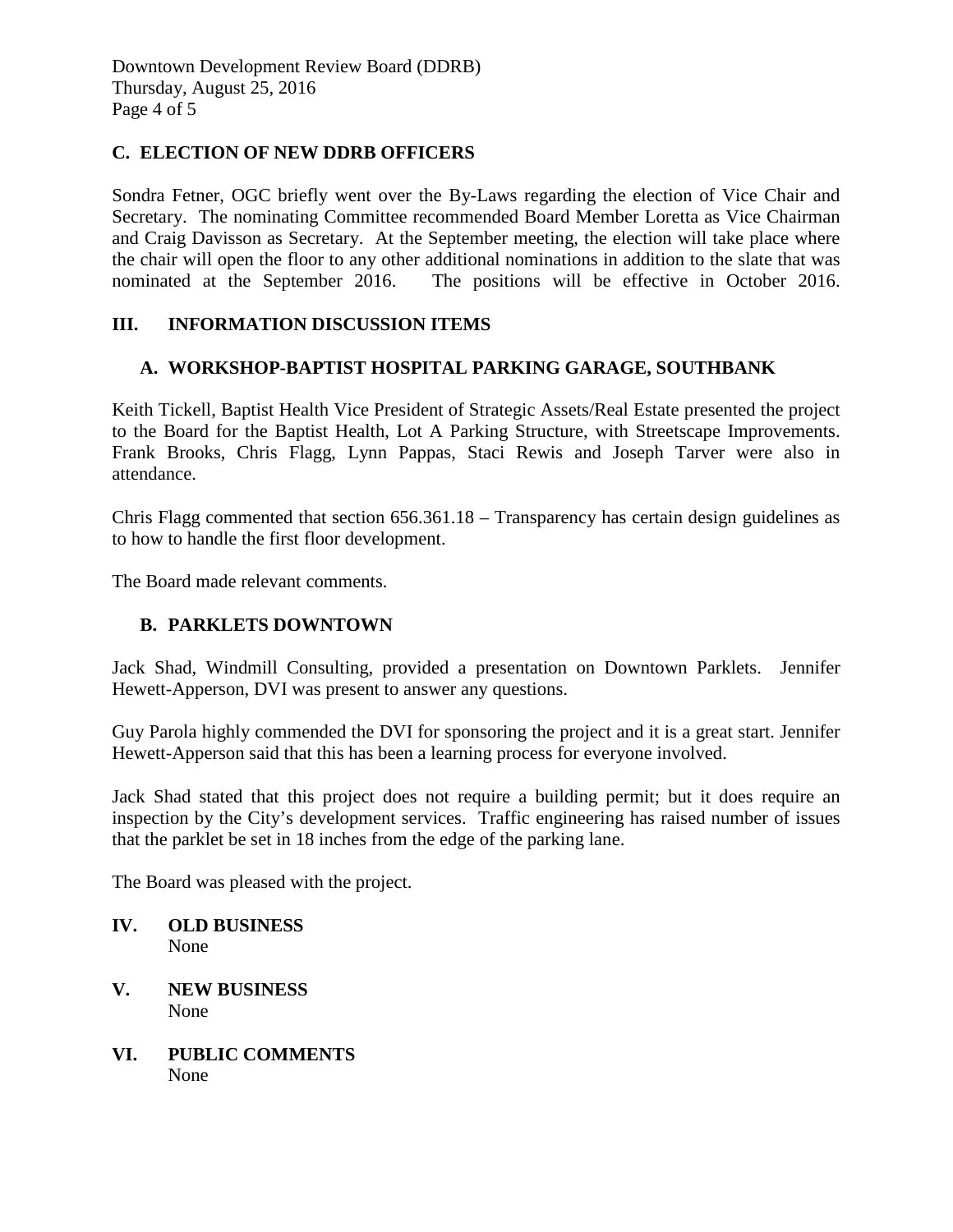### C. ELECTION OF NEW DDRB OFFICERS

Sondra Fetner, OGC briefly went over the By-Laws regarding the election of Vice Chair and Secretary. The nominating Committee recommended Board Member Loretta as Vice Chairman and Craig Davisson as Secretary. At the September meeting, the election will take place where the chair will open the floor to any other additional nominations in addition to the slate that was nominated at the September 2016. The positions will be effective in October 2016.

## III. INFORMATION DISCUSSION ITEMS

### A. WORKSHOP-BAPTIST HOSPITAL PARKING GARAGE, SOUTHBANK

Keith Tickell, Baptist Health Vice President of Strategic Assets/Real Estate presented the project to the Board for the Baptist Health, Lot A Parking Structure, with Streetscape Improvements. Frank Brooks, Chris Flagg, Lynn Pappas, Staci Rewis and Joseph Tarver were also in attendance.

Chris Flagg commented that section 656.361.18 – Transparency has certain design guidelines as to how to handle the first floor development.

The Board made relevant comments.

### B. PARKLETS DOWNTOWN

Jack Shad, Windmill Consulting, provided a presentation on Downtown Parklets. Jennifer Hewett-Apperson, DVI was present to answer any questions.

Guy Parola highly commended the DVI for sponsoring the project and it is a great start. Jennifer Hewett-Apperson said that this has been a learning process for everyone involved.

Jack Shad stated that this project does not require a building permit; but it does require an inspection by the City's development services. Traffic engineering has raised number of issues that the parklet be set in 18 inches from the edge of the parking lane.

The Board was pleased with the project.

## IV. OLD BUSINESS

None

## V. NEW BUSINESS

None

## VI. PUBLIC COMMENTS

None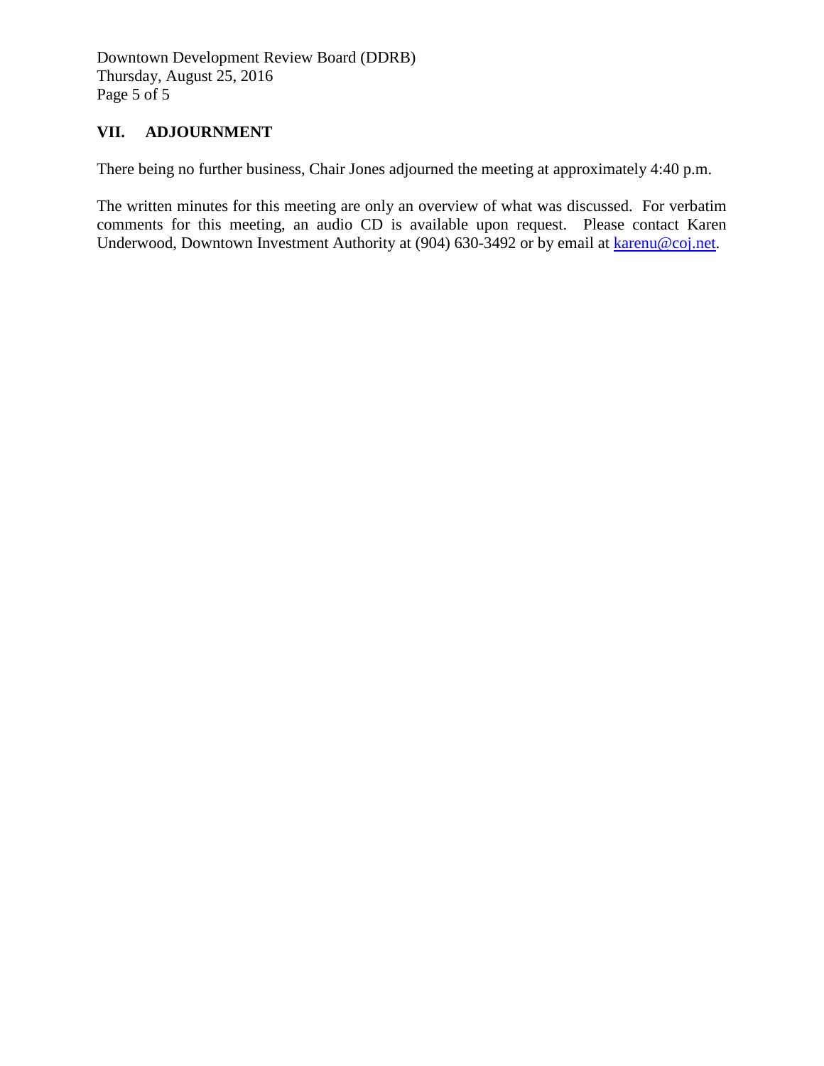## VII. ADJOURNMENT

There being no further business, Chair Jones adjourned the meeting at approximately 4:40 p.m.

The written minutes for this meeting are only an overview of what was discussed. For verbatim comments for this meeting, an audio CD is available upon request. Please contact Karen Underwood, Downtown Investment Authority at (904) 630-3492 or by email at karenu@coj.net.